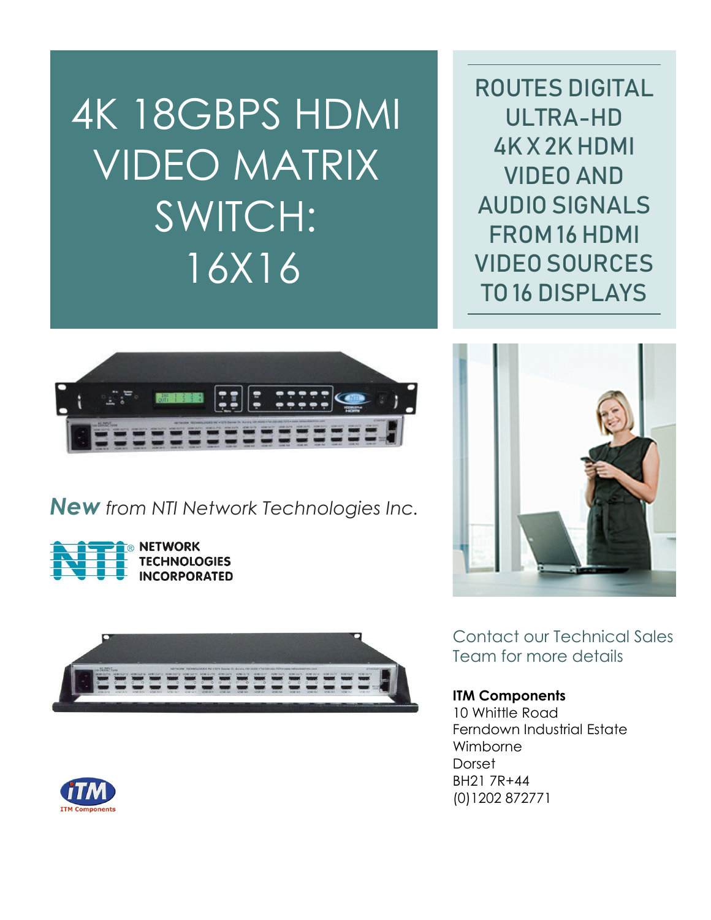# 4K 18GBPS HDMI VIDEO MATRIX SWITCH: 16X16

## ROUTES DIGITAL ULTRA-HD 4K X 2K HDMI VIDEO AND AUDIO SIGNALS FROM 16 HDMI VIDEO SOURCES TO 16 DISPLAYS

***New*** *from NTI Network Technologies Inc.*

NETWORK TECHNOLOGIES INCORPORATED

Contact our Technical Sales Team for more details

**ITM Components**
10 Whittle Road
Ferndown Industrial Estate
Wimborne
Dorset
BH21 7R+44
(0)1202 872771

ITM Components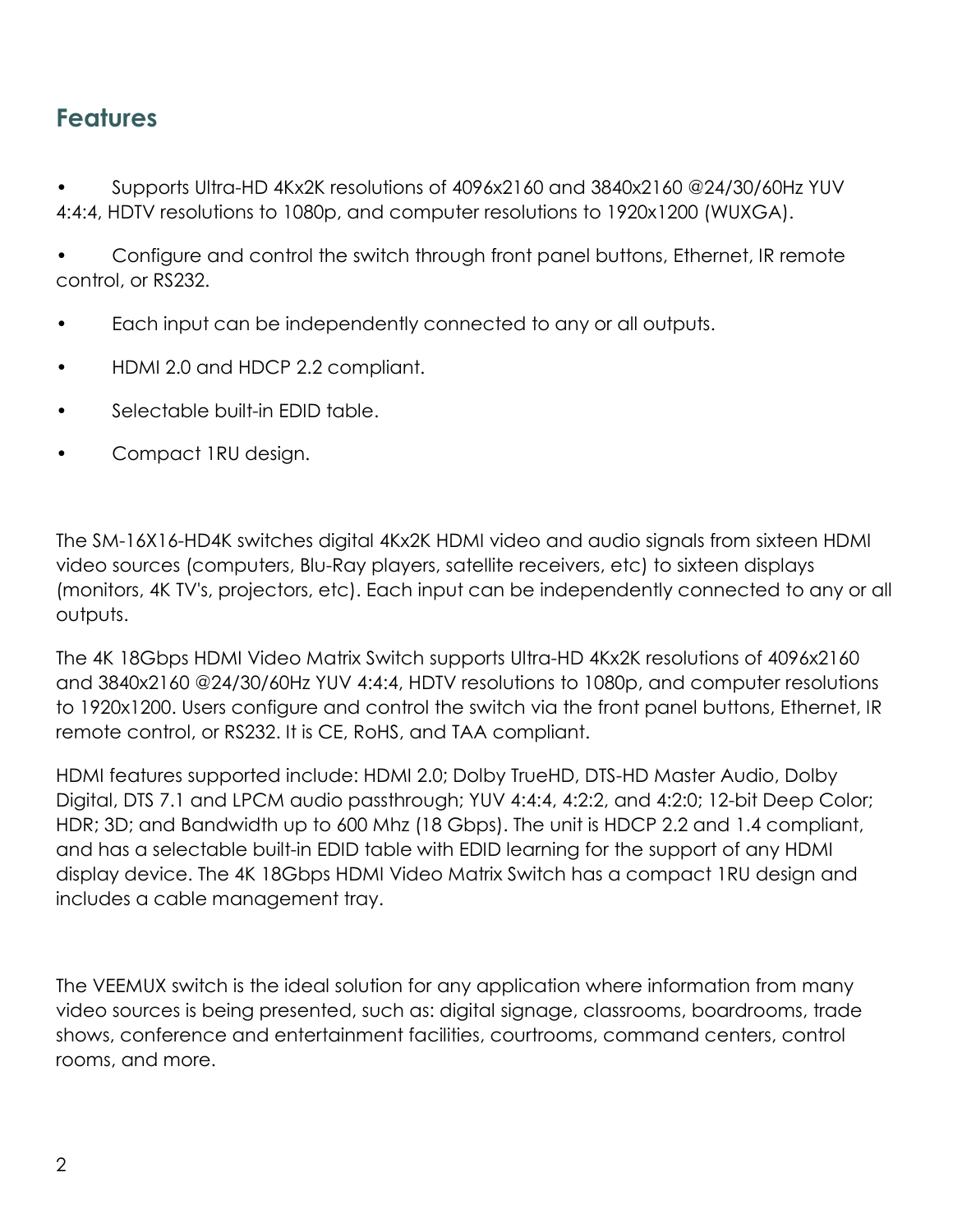## Features

- Supports Ultra-HD 4Kx2K resolutions of 4096x2160 and 3840x2160 @24/30/60Hz YUV 4:4:4, HDTV resolutions to 1080p, and computer resolutions to 1920x1200 (WUXGA).
- Configure and control the switch through front panel buttons, Ethernet, IR remote control, or RS232.
- Each input can be independently connected to any or all outputs.
- HDMI 2.0 and HDCP 2.2 compliant.
- Selectable built-in EDID table.
- Compact 1RU design.

The SM-16X16-HD4K switches digital 4Kx2K HDMI video and audio signals from sixteen HDMI video sources (computers, Blu-Ray players, satellite receivers, etc) to sixteen displays (monitors, 4K TV's, projectors, etc). Each input can be independently connected to any or all outputs.

The 4K 18Gbps HDMI Video Matrix Switch supports Ultra-HD 4Kx2K resolutions of 4096x2160 and 3840x2160 @24/30/60Hz YUV 4:4:4, HDTV resolutions to 1080p, and computer resolutions to 1920x1200. Users configure and control the switch via the front panel buttons, Ethernet, IR remote control, or RS232. It is CE, RoHS, and TAA compliant.

HDMI features supported include: HDMI 2.0; Dolby TrueHD, DTS-HD Master Audio, Dolby Digital, DTS 7.1 and LPCM audio passthrough; YUV 4:4:4, 4:2:2, and 4:2:0; 12-bit Deep Color; HDR; 3D; and Bandwidth up to 600 Mhz (18 Gbps). The unit is HDCP 2.2 and 1.4 compliant, and has a selectable built-in EDID table with EDID learning for the support of any HDMI display device. The 4K 18Gbps HDMI Video Matrix Switch has a compact 1RU design and includes a cable management tray.

The VEEMUX switch is the ideal solution for any application where information from many video sources is being presented, such as: digital signage, classrooms, boardrooms, trade shows, conference and entertainment facilities, courtrooms, command centers, control rooms, and more.